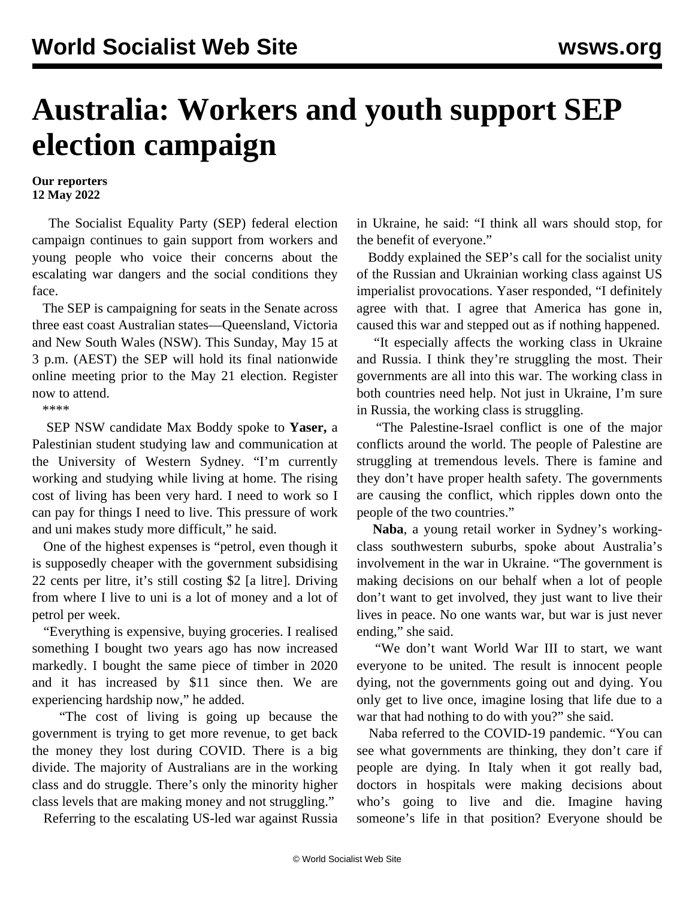# Australia: Workers and youth support SEP election campaign

**Our reporters**
**12 May 2022**

The Socialist Equality Party (SEP) federal election campaign continues to gain support from workers and young people who voice their concerns about the escalating war dangers and the social conditions they face.

The SEP is campaigning for seats in the Senate across three east coast Australian states—Queensland, Victoria and New South Wales (NSW). This Sunday, May 15 at 3 p.m. (AEST) the SEP will hold its final nationwide online meeting prior to the May 21 election. Register now to attend.

****

SEP NSW candidate Max Boddy spoke to **Yaser,** a Palestinian student studying law and communication at the University of Western Sydney. "I'm currently working and studying while living at home. The rising cost of living has been very hard. I need to work so I can pay for things I need to live. This pressure of work and uni makes study more difficult," he said.

One of the highest expenses is "petrol, even though it is supposedly cheaper with the government subsidising 22 cents per litre, it's still costing $2 [a litre]. Driving from where I live to uni is a lot of money and a lot of petrol per week.

"Everything is expensive, buying groceries. I realised something I bought two years ago has now increased markedly. I bought the same piece of timber in 2020 and it has increased by $11 since then. We are experiencing hardship now," he added.

"The cost of living is going up because the government is trying to get more revenue, to get back the money they lost during COVID. There is a big divide. The majority of Australians are in the working class and do struggle. There's only the minority higher class levels that are making money and not struggling."

Referring to the escalating US-led war against Russia in Ukraine, he said: "I think all wars should stop, for the benefit of everyone."

Boddy explained the SEP's call for the socialist unity of the Russian and Ukrainian working class against US imperialist provocations. Yaser responded, "I definitely agree with that. I agree that America has gone in, caused this war and stepped out as if nothing happened.

"It especially affects the working class in Ukraine and Russia. I think they're struggling the most. Their governments are all into this war. The working class in both countries need help. Not just in Ukraine, I'm sure in Russia, the working class is struggling.

"The Palestine-Israel conflict is one of the major conflicts around the world. The people of Palestine are struggling at tremendous levels. There is famine and they don't have proper health safety. The governments are causing the conflict, which ripples down onto the people of the two countries."

**Naba**, a young retail worker in Sydney's working-class southwestern suburbs, spoke about Australia's involvement in the war in Ukraine. "The government is making decisions on our behalf when a lot of people don't want to get involved, they just want to live their lives in peace. No one wants war, but war is just never ending," she said.

"We don't want World War III to start, we want everyone to be united. The result is innocent people dying, not the governments going out and dying. You only get to live once, imagine losing that life due to a war that had nothing to do with you?" she said.

Naba referred to the COVID-19 pandemic. "You can see what governments are thinking, they don't care if people are dying. In Italy when it got really bad, doctors in hospitals were making decisions about who's going to live and die. Imagine having someone's life in that position? Everyone should be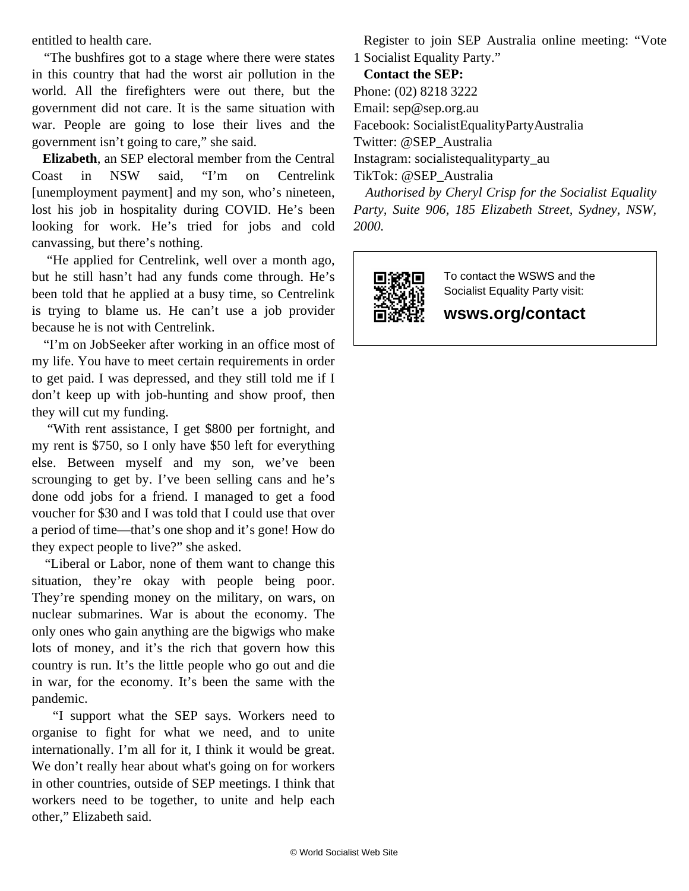entitled to health care.

"The bushfires got to a stage where there were states in this country that had the worst air pollution in the world. All the firefighters were out there, but the government did not care. It is the same situation with war. People are going to lose their lives and the government isn't going to care," she said.

**Elizabeth**, an SEP electoral member from the Central Coast in NSW said, "I'm on Centrelink [unemployment payment] and my son, who's nineteen, lost his job in hospitality during COVID. He's been looking for work. He's tried for jobs and cold canvassing, but there's nothing.

"He applied for Centrelink, well over a month ago, but he still hasn't had any funds come through. He's been told that he applied at a busy time, so Centrelink is trying to blame us. He can't use a job provider because he is not with Centrelink.

"I'm on JobSeeker after working in an office most of my life. You have to meet certain requirements in order to get paid. I was depressed, and they still told me if I don't keep up with job-hunting and show proof, then they will cut my funding.

"With rent assistance, I get $800 per fortnight, and my rent is $750, so I only have $50 left for everything else. Between myself and my son, we've been scrounging to get by. I've been selling cans and he's done odd jobs for a friend. I managed to get a food voucher for $30 and I was told that I could use that over a period of time—that's one shop and it's gone! How do they expect people to live?" she asked.

"Liberal or Labor, none of them want to change this situation, they're okay with people being poor. They're spending money on the military, on wars, on nuclear submarines. War is about the economy. The only ones who gain anything are the bigwigs who make lots of money, and it's the rich that govern how this country is run. It's the little people who go out and die in war, for the economy. It's been the same with the pandemic.

"I support what the SEP says. Workers need to organise to fight for what we need, and to unite internationally. I'm all for it, I think it would be great. We don't really hear about what's going on for workers in other countries, outside of SEP meetings. I think that workers need to be together, to unite and help each other," Elizabeth said.

Register to join SEP Australia online meeting: "Vote 1 Socialist Equality Party."

**Contact the SEP:**

Phone: (02) 8218 3222
Email: sep@sep.org.au
Facebook: SocialistEqualityPartyAustralia
Twitter: @SEP_Australia
Instagram: socialistequalityparty_au
TikTok: @SEP_Australia

*Authorised by Cheryl Crisp for the Socialist Equality Party, Suite 906, 185 Elizabeth Street, Sydney, NSW, 2000.*

To contact the WSWS and the Socialist Equality Party visit:

**wsws.org/contact**